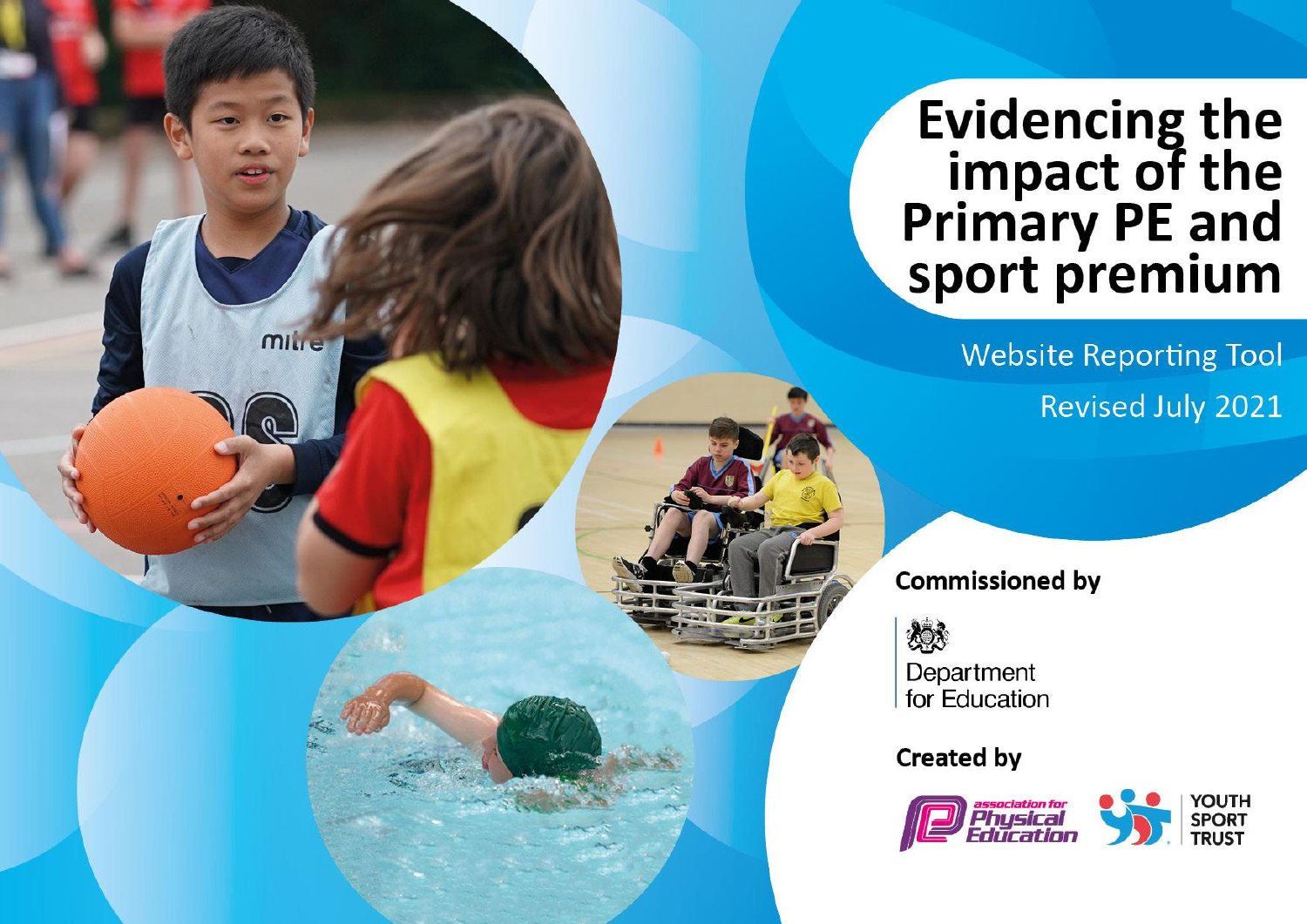# Evidencing the impact of the Primary PE and sport premium

Website Reporting Tool

Revised July 2021

**Commissioned by**

Department for Education

**Created by**

association for Physical Education

YOUTH SPORT TRUST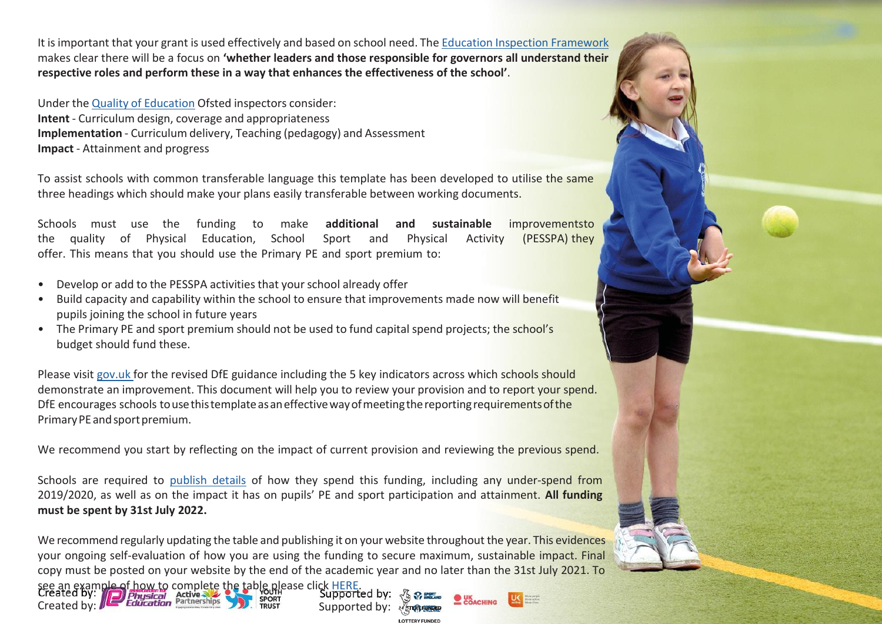It is important that your grant is used effectively and based on school need. The Education Inspection Framework makes clear there will be a focus on **'whether leaders and those responsible for governors all understand their respective roles and perform these in a way that enhances the effectiveness of the school'**.

Under the Quality of Education Ofsted inspectors consider:
**Intent** - Curriculum design, coverage and appropriateness
**Implementation** - Curriculum delivery, Teaching (pedagogy) and Assessment
**Impact** - Attainment and progress

To assist schools with common transferable language this template has been developed to utilise the same three headings which should make your plans easily transferable between working documents.

Schools must use the funding to make **additional and sustainable** improvementsto the quality of Physical Education, School Sport and Physical Activity (PESSPA) they offer. This means that you should use the Primary PE and sport premium to:

- Develop or add to the PESSPA activities that your school already offer
- Build capacity and capability within the school to ensure that improvements made now will benefit pupils joining the school in future years
- The Primary PE and sport premium should not be used to fund capital spend projects; the school's budget should fund these.

Please visit gov.uk for the revised DfE guidance including the 5 key indicators across which schools should demonstrate an improvement. This document will help you to review your provision and to report your spend. DfE encourages schools to use this template as an effective way of meeting the reporting requirements of the Primary PE and sport premium.

We recommend you start by reflecting on the impact of current provision and reviewing the previous spend.

Schools are required to publish details of how they spend this funding, including any under-spend from 2019/2020, as well as on the impact it has on pupils' PE and sport participation and attainment. **All funding must be spent by 31st July 2022.**

We recommend regularly updating the table and publishing it on your website throughout the year. This evidences your ongoing self-evaluation of how you are using the funding to secure maximum, sustainable impact. Final copy must be posted on your website by the end of the academic year and no later than the 31st July 2021. To see an example of how to complete the table please click HERE.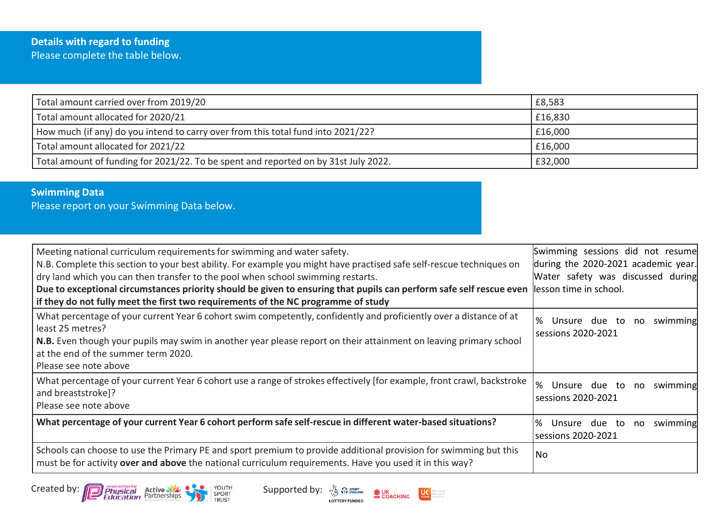## Details with regard to funding

Please complete the table below.

| | |
|---|---|
| Total amount carried over from 2019/20 | £8,583 |
| Total amount allocated for 2020/21 | £16,830 |
| How much (if any) do you intend to carry over from this total fund into 2021/22? | £16,000 |
| Total amount allocated for 2021/22 | £16,000 |
| Total amount of funding for 2021/22. To be spent and reported on by 31st July 2022. | £32,000 |

## Swimming Data

Please report on your Swimming Data below.

| | |
|---|---|
| Meeting national curriculum requirements for swimming and water safety.<br>N.B. Complete this section to your best ability. For example you might have practised safe self-rescue techniques on dry land which you can then transfer to the pool when school swimming restarts.<br>**Due to exceptional circumstances priority should be given to ensuring that pupils can perform safe self rescue even if they do not fully meet the first two requirements of the NC programme of study** | Swimming sessions did not resume during the 2020-2021 academic year. Water safety was discussed during lesson time in school. |
| What percentage of your current Year 6 cohort swim competently, confidently and proficiently over a distance of at least 25 metres?<br>**N.B.** Even though your pupils may swim in another year please report on their attainment on leaving primary school at the end of the summer term 2020.<br>Please see note above | % Unsure due to no swimming sessions 2020-2021 |
| What percentage of your current Year 6 cohort use a range of strokes effectively [for example, front crawl, backstroke and breaststroke]?<br>Please see note above | % Unsure due to no swimming sessions 2020-2021 |
| **What percentage of your current Year 6 cohort perform safe self-rescue in different water-based situations?** | % Unsure due to no swimming sessions 2020-2021 |
| Schools can choose to use the Primary PE and sport premium to provide additional provision for swimming but this must be for activity **over and above** the national curriculum requirements. Have you used it in this way? | No |

Created by: Association for Physical Education, Active Partnerships, Youth Sport Trust Supported by: Sport England Lottery Funded, UK Coaching, UK Active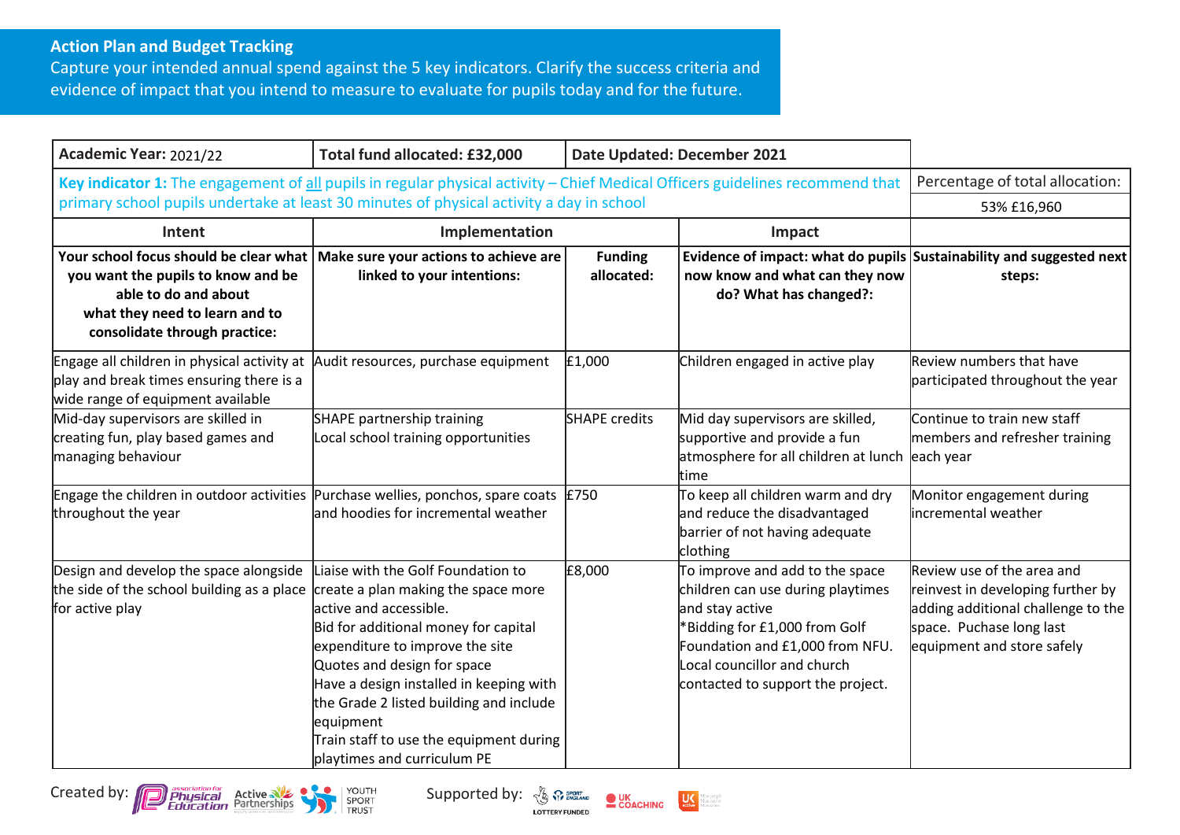## Action Plan and Budget Tracking

Capture your intended annual spend against the 5 key indicators. Clarify the success criteria and evidence of impact that you intend to measure to evaluate for pupils today and for the future.

| **Academic Year:** 2021/22 | **Total fund allocated: £32,000** | **Date Updated: December 2021** | | |
|---|---|---|---|---|
| **Key indicator 1:** The engagement of all pupils in regular physical activity – Chief Medical Officers guidelines recommend that primary school pupils undertake at least 30 minutes of physical activity a day in school | | | | Percentage of total allocation: 53% £16,960 |
| **Intent** | **Implementation** | | **Impact** | |
| **Your school focus should be clear what you want the pupils to know and be able to do and about what they need to learn and to consolidate through practice:** | **Make sure your actions to achieve are linked to your intentions:** | **Funding allocated:** | **Evidence of impact: what do pupils now know and what can they now do? What has changed?:** | **Sustainability and suggested next steps:** |
| Engage all children in physical activity at play and break times ensuring there is a wide range of equipment available | Audit resources, purchase equipment | £1,000 | Children engaged in active play | Review numbers that have participated throughout the year |
| Mid-day supervisors are skilled in creating fun, play based games and managing behaviour | SHAPE partnership training<br>Local school training opportunities | SHAPE credits | Mid day supervisors are skilled, supportive and provide a fun atmosphere for all children at lunch time | Continue to train new staff members and refresher training each year |
| Engage the children in outdoor activities throughout the year | Purchase wellies, ponchos, spare coats and hoodies for incremental weather | £750 | To keep all children warm and dry and reduce the disadvantaged barrier of not having adequate clothing | Monitor engagement during incremental weather |
| Design and develop the space alongside the side of the school building as a place for active play | Liaise with the Golf Foundation to create a plan making the space more active and accessible.<br>Bid for additional money for capital expenditure to improve the site<br>Quotes and design for space<br>Have a design installed in keeping with the Grade 2 listed building and include equipment<br>Train staff to use the equipment during playtimes and curriculum PE | £8,000 | To improve and add to the space children can use during playtimes and stay active<br>*Bidding for £1,000 from Golf Foundation and £1,000 from NFU. Local councillor and church contacted to support the project. | Review use of the area and reinvest in developing further by adding additional challenge to the space. Puchase long last equipment and store safely |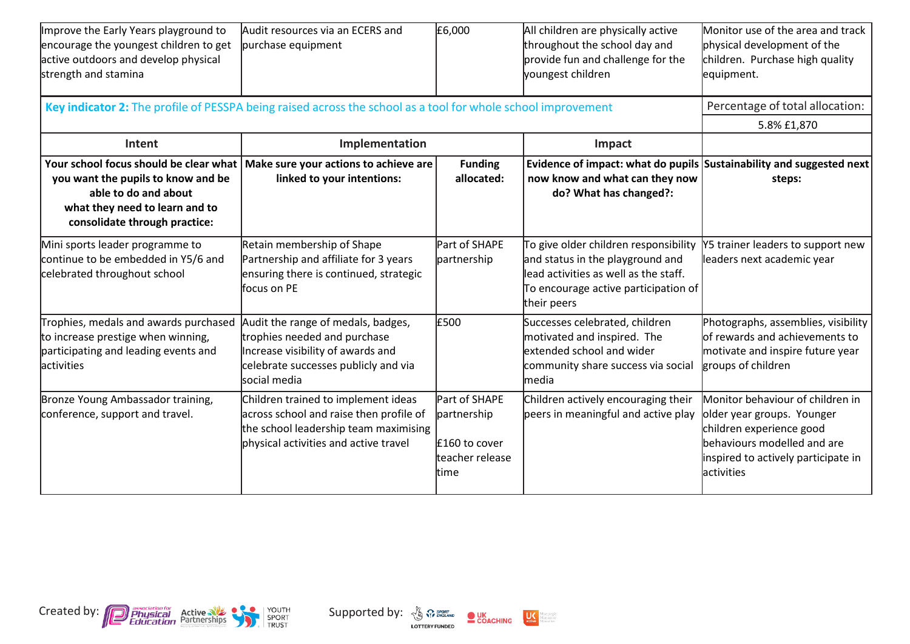| | | | | |
|---|---|---|---|---|
| Improve the Early Years playground to encourage the youngest children to get active outdoors and develop physical strength and stamina | Audit resources via an ECERS and purchase equipment | £6,000 | All children are physically active throughout the school day and provide fun and challenge for the youngest children | Monitor use of the area and track physical development of the children. Purchase high quality equipment. |

| **Key indicator 2:** The profile of PESSPA being raised across the school as a tool for whole school improvement | | | | Percentage of total allocation: 5.8% £1,870 |
|---|---|---|---|---|
| **Intent** | **Implementation** | | **Impact** | |
| **Your school focus should be clear what you want the pupils to know and be able to do and about what they need to learn and to consolidate through practice:** | **Make sure your actions to achieve are linked to your intentions:** | **Funding allocated:** | **Evidence of impact: what do pupils now know and what can they now do? What has changed?:** | **Sustainability and suggested next steps:** |
| Mini sports leader programme to continue to be embedded in Y5/6 and celebrated throughout school | Retain membership of Shape Partnership and affiliate for 3 years ensuring there is continued, strategic focus on PE | Part of SHAPE partnership | To give older children responsibility and status in the playground and lead activities as well as the staff. To encourage active participation of their peers | Y5 trainer leaders to support new leaders next academic year |
| Trophies, medals and awards purchased to increase prestige when winning, participating and leading events and activities | Audit the range of medals, badges, trophies needed and purchase Increase visibility of awards and celebrate successes publicly and via social media | £500 | Successes celebrated, children motivated and inspired. The extended school and wider community share success via social media | Photographs, assemblies, visibility of rewards and achievements to motivate and inspire future year groups of children |
| Bronze Young Ambassador training, conference, support and travel. | Children trained to implement ideas across school and raise then profile of the school leadership team maximising physical activities and active travel | Part of SHAPE partnership<br><br>£160 to cover teacher release time | Children actively encouraging their peers in meaningful and active play | Monitor behaviour of children in older year groups. Younger children experience good behaviours modelled and are inspired to actively participate in activities |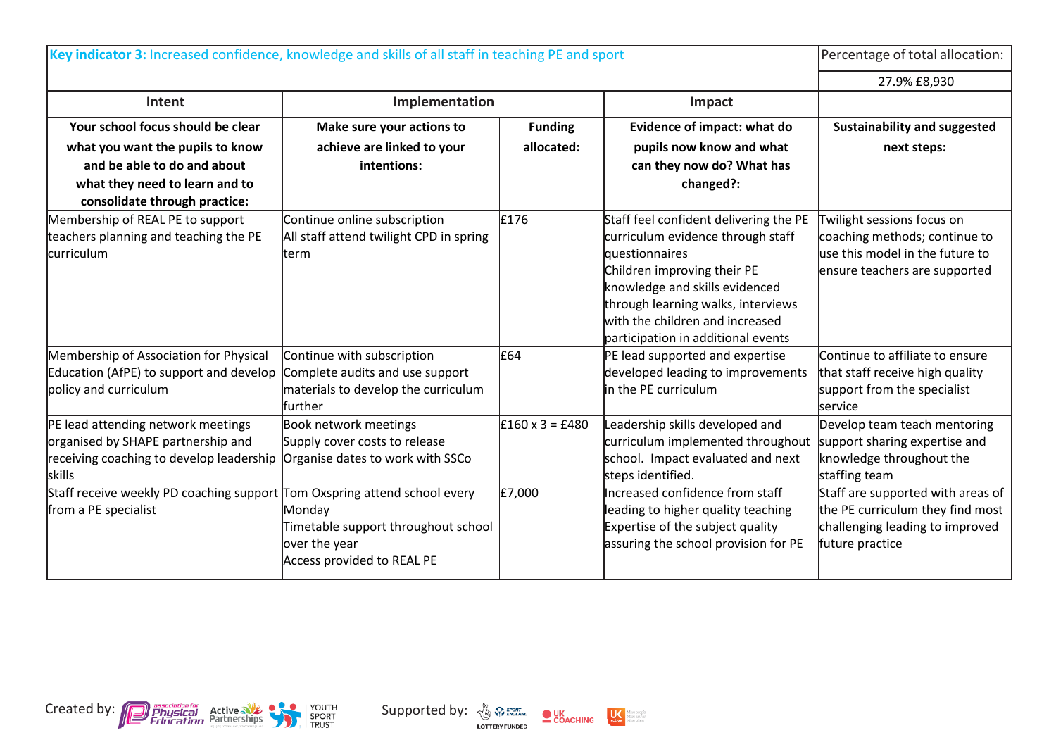| **Key indicator 3:** Increased confidence, knowledge and skills of all staff in teaching PE and sport | | | | Percentage of total allocation: |
|---|---|---|---|---|
| | | | | 27.9% £8,930 |
| **Intent** | **Implementation** | | **Impact** | |
| **Your school focus should be clear what you want the pupils to know and be able to do and about what they need to learn and to consolidate through practice:** | **Make sure your actions to achieve are linked to your intentions:** | **Funding allocated:** | **Evidence of impact: what do pupils now know and what can they now do? What has changed?:** | **Sustainability and suggested next steps:** |
| Membership of REAL PE to support teachers planning and teaching the PE curriculum | Continue online subscription<br>All staff attend twilight CPD in spring term | £176 | Staff feel confident delivering the PE curriculum evidence through staff questionnaires<br>Children improving their PE knowledge and skills evidenced through learning walks, interviews with the children and increased participation in additional events | Twilight sessions focus on coaching methods; continue to use this model in the future to ensure teachers are supported |
| Membership of Association for Physical Education (AfPE) to support and develop policy and curriculum | Continue with subscription<br>Complete audits and use support materials to develop the curriculum further | £64 | PE lead supported and expertise developed leading to improvements in the PE curriculum | Continue to affiliate to ensure that staff receive high quality support from the specialist service |
| PE lead attending network meetings organised by SHAPE partnership and receiving coaching to develop leadership skills | Book network meetings<br>Supply cover costs to release<br>Organise dates to work with SSCo | £160 x 3 = £480 | Leadership skills developed and curriculum implemented throughout school. Impact evaluated and next steps identified. | Develop team teach mentoring support sharing expertise and knowledge throughout the staffing team |
| Staff receive weekly PD coaching support from a PE specialist | Tom Oxspring attend school every Monday<br>Timetable support throughout school over the year<br>Access provided to REAL PE | £7,000 | Increased confidence from staff leading to higher quality teaching<br>Expertise of the subject quality assuring the school provision for PE | Staff are supported with areas of the PE curriculum they find most challenging leading to improved future practice |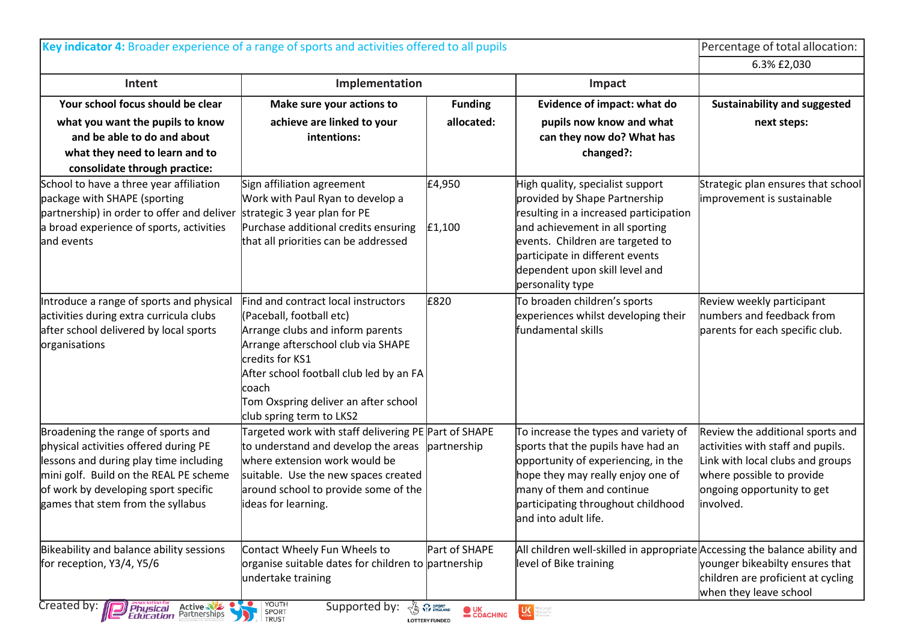| **Key indicator 4:** Broader experience of a range of sports and activities offered to all pupils | | | | Percentage of total allocation: |
|---|---|---|---|---|
| | | | | 6.3% £2,030 |
| **Intent** | **Implementation** | | **Impact** | |
| **Your school focus should be clear what you want the pupils to know and be able to do and about what they need to learn and to consolidate through practice:** | **Make sure your actions to achieve are linked to your intentions:** | **Funding allocated:** | **Evidence of impact: what do pupils now know and what can they now do? What has changed?:** | **Sustainability and suggested next steps:** |
| School to have a three year affiliation package with SHAPE (sporting partnership) in order to offer and deliver a broad experience of sports, activities and events | Sign affiliation agreement<br>Work with Paul Ryan to develop a strategic 3 year plan for PE<br>Purchase additional credits ensuring that all priorities can be addressed | £4,950<br><br>£1,100 | High quality, specialist support provided by Shape Partnership resulting in a increased participation and achievement in all sporting events. Children are targeted to participate in different events dependent upon skill level and personality type | Strategic plan ensures that school improvement is sustainable |
| Introduce a range of sports and physical activities during extra curricula clubs after school delivered by local sports organisations | Find and contract local instructors (Paceball, football etc)<br>Arrange clubs and inform parents<br>Arrange afterschool club via SHAPE credits for KS1<br>After school football club led by an FA coach<br>Tom Oxspring deliver an after school club spring term to LKS2 | £820 | To broaden children's sports experiences whilst developing their fundamental skills | Review weekly participant numbers and feedback from parents for each specific club. |
| Broadening the range of sports and physical activities offered during PE lessons and during play time including mini golf. Build on the REAL PE scheme of work by developing sport specific games that stem from the syllabus | Targeted work with staff delivering PE to understand and develop the areas where extension work would be suitable. Use the new spaces created around school to provide some of the ideas for learning. | Part of SHAPE partnership | To increase the types and variety of sports that the pupils have had an opportunity of experiencing, in the hope they may really enjoy one of many of them and continue participating throughout childhood and into adult life. | Review the additional sports and activities with staff and pupils. Link with local clubs and groups where possible to provide ongoing opportunity to get involved. |
| Bikeability and balance ability sessions for reception, Y3/4, Y5/6 | Contact Wheely Fun Wheels to organise suitable dates for children to undertake training | Part of SHAPE partnership | All children well-skilled in appropriate level of Bike training | Accessing the balance ability and younger bikeabilty ensures that children are proficient at cycling when they leave school |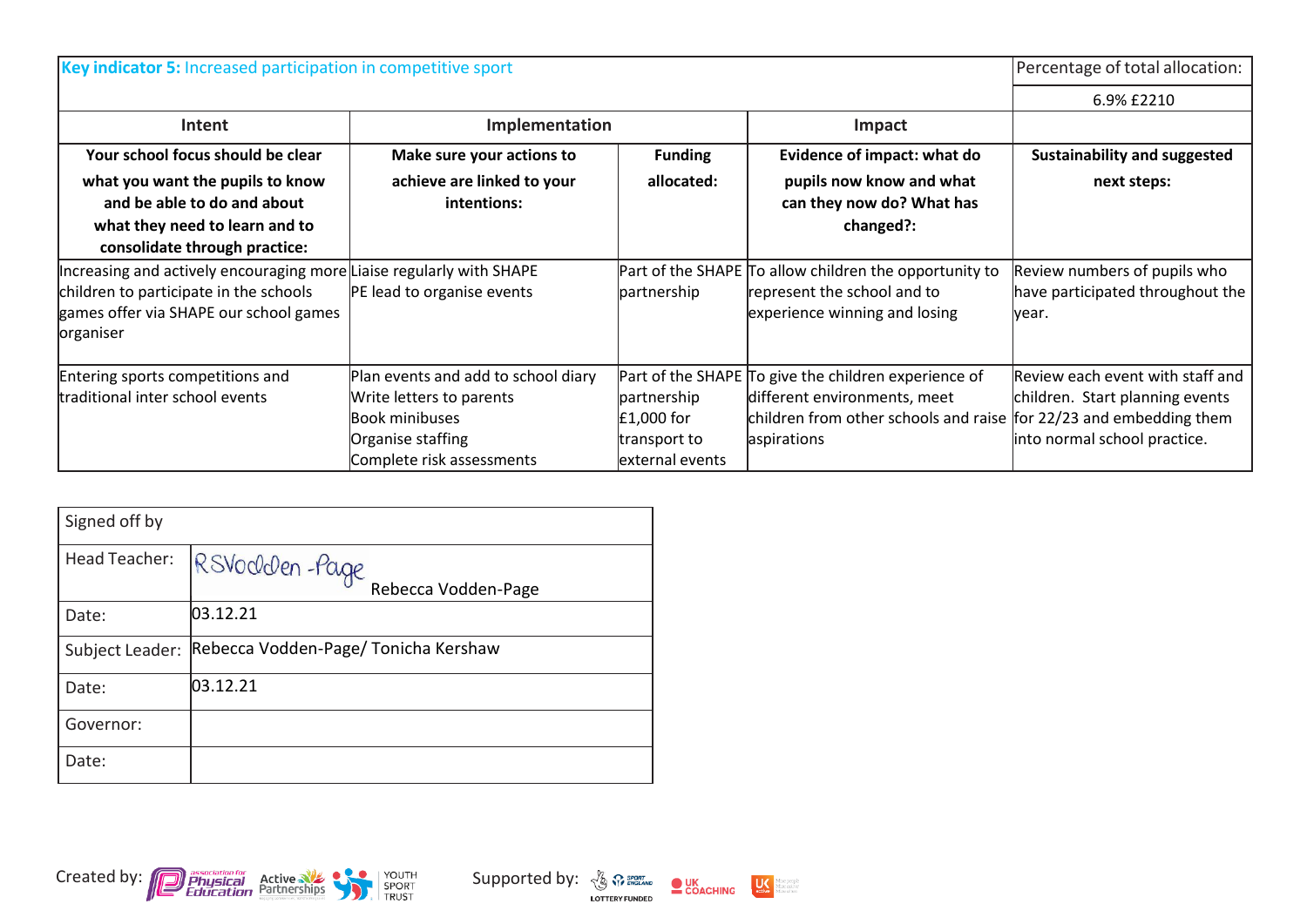| Key indicator 5: Increased participation in competitive sport | | | | Percentage of total allocation: |
|---|---|---|---|---|
| | | | | 6.9% £2210 |
| Intent | Implementation | | Impact | |
| **Your school focus should be clear what you want the pupils to know and be able to do and about what they need to learn and to consolidate through practice:** | **Make sure your actions to achieve are linked to your intentions:** | **Funding allocated:** | **Evidence of impact: what do pupils now know and what can they now do? What has changed?:** | **Sustainability and suggested next steps:** |
| Increasing and actively encouraging more children to participate in the schools games offer via SHAPE our school games organiser | Liaise regularly with SHAPE PE lead to organise events | Part of the SHAPE partnership | To allow children the opportunity to represent the school and to experience winning and losing | Review numbers of pupils who have participated throughout the year. |
| Entering sports competitions and traditional inter school events | Plan events and add to school diary<br>Write letters to parents<br>Book minibuses<br>Organise staffing<br>Complete risk assessments | Part of the SHAPE partnership<br>£1,000 for transport to external events | To give the children experience of different environments, meet children from other schools and raise aspirations | Review each event with staff and children. Start planning events for 22/23 and embedding them into normal school practice. |

| Signed off by | |
|---|---|
| Head Teacher: | RSVodden-Page Rebecca Vodden-Page |
| Date: | 03.12.21 |
| Subject Leader: | Rebecca Vodden-Page/ Tonicha Kershaw |
| Date: | 03.12.21 |
| Governor: | |
| Date: | |

Created by: Association for Physical Education, Active Partnerships, Youth Sport Trust

Supported by: Sport England (Lottery Funded), UK Coaching, UK Active